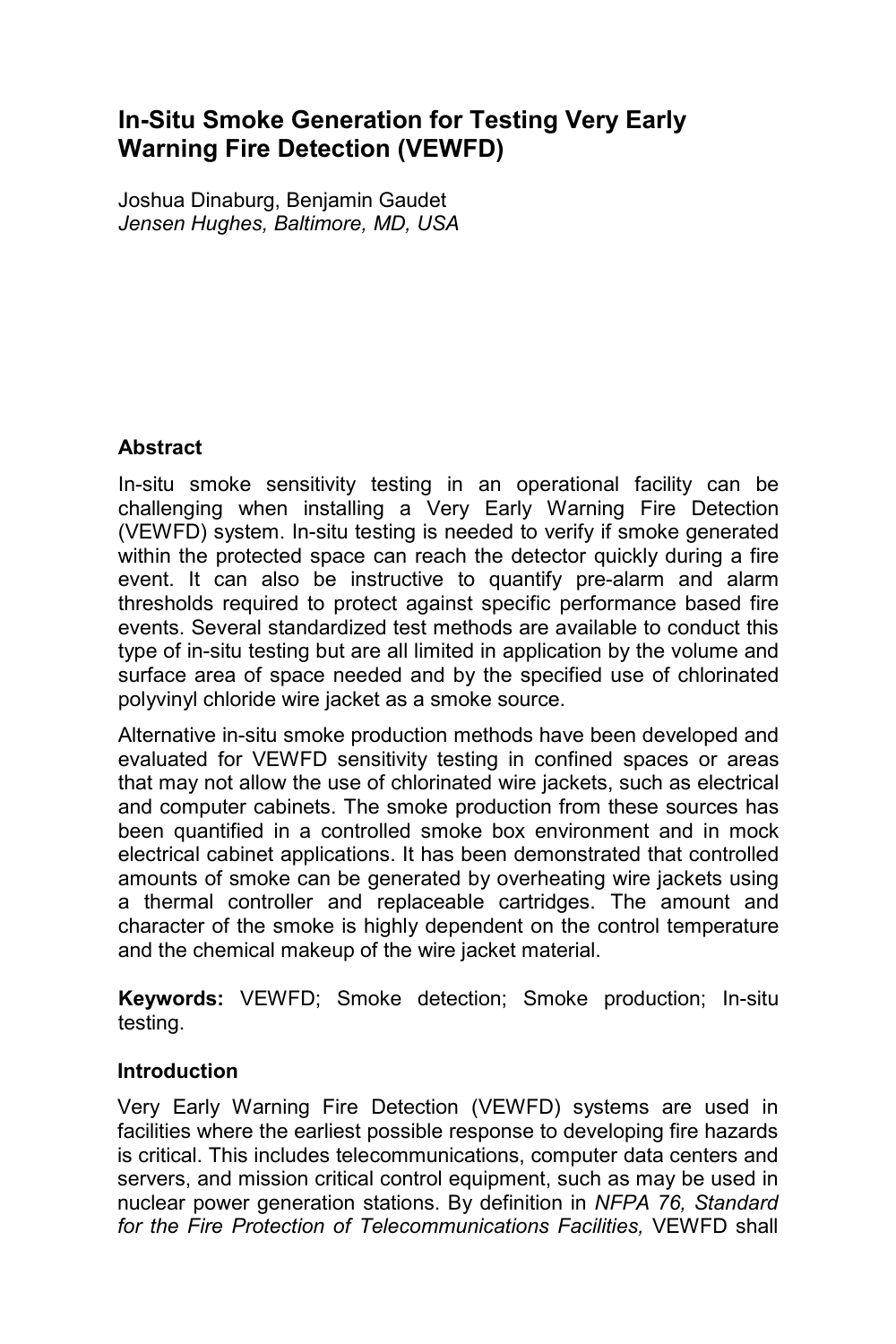# In-Situ Smoke Generation for Testing Very Early Warning Fire Detection (VEWFD)

Joshua Dinaburg, Benjamin Gaudet
*Jensen Hughes, Baltimore, MD, USA*

## Abstract

In-situ smoke sensitivity testing in an operational facility can be challenging when installing a Very Early Warning Fire Detection (VEWFD) system. In-situ testing is needed to verify if smoke generated within the protected space can reach the detector quickly during a fire event. It can also be instructive to quantify pre-alarm and alarm thresholds required to protect against specific performance based fire events. Several standardized test methods are available to conduct this type of in-situ testing but are all limited in application by the volume and surface area of space needed and by the specified use of chlorinated polyvinyl chloride wire jacket as a smoke source.

Alternative in-situ smoke production methods have been developed and evaluated for VEWFD sensitivity testing in confined spaces or areas that may not allow the use of chlorinated wire jackets, such as electrical and computer cabinets. The smoke production from these sources has been quantified in a controlled smoke box environment and in mock electrical cabinet applications. It has been demonstrated that controlled amounts of smoke can be generated by overheating wire jackets using a thermal controller and replaceable cartridges. The amount and character of the smoke is highly dependent on the control temperature and the chemical makeup of the wire jacket material.

**Keywords:** VEWFD; Smoke detection; Smoke production; In-situ testing.

## Introduction

Very Early Warning Fire Detection (VEWFD) systems are used in facilities where the earliest possible response to developing fire hazards is critical. This includes telecommunications, computer data centers and servers, and mission critical control equipment, such as may be used in nuclear power generation stations. By definition in *NFPA 76, Standard for the Fire Protection of Telecommunications Facilities,* VEWFD shall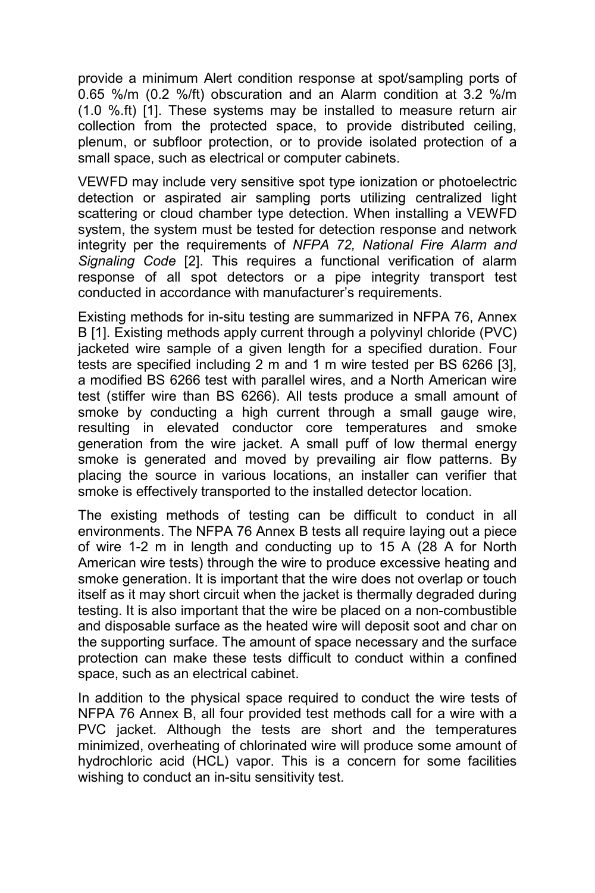provide a minimum Alert condition response at spot/sampling ports of 0.65 %/m (0.2 %/ft) obscuration and an Alarm condition at 3.2 %/m (1.0 %.ft) [1]. These systems may be installed to measure return air collection from the protected space, to provide distributed ceiling, plenum, or subfloor protection, or to provide isolated protection of a small space, such as electrical or computer cabinets.

VEWFD may include very sensitive spot type ionization or photoelectric detection or aspirated air sampling ports utilizing centralized light scattering or cloud chamber type detection. When installing a VEWFD system, the system must be tested for detection response and network integrity per the requirements of *NFPA 72, National Fire Alarm and Signaling Code* [2]. This requires a functional verification of alarm response of all spot detectors or a pipe integrity transport test conducted in accordance with manufacturer's requirements.

Existing methods for in-situ testing are summarized in NFPA 76, Annex B [1]. Existing methods apply current through a polyvinyl chloride (PVC) jacketed wire sample of a given length for a specified duration. Four tests are specified including 2 m and 1 m wire tested per BS 6266 [3], a modified BS 6266 test with parallel wires, and a North American wire test (stiffer wire than BS 6266). All tests produce a small amount of smoke by conducting a high current through a small gauge wire, resulting in elevated conductor core temperatures and smoke generation from the wire jacket. A small puff of low thermal energy smoke is generated and moved by prevailing air flow patterns. By placing the source in various locations, an installer can verifier that smoke is effectively transported to the installed detector location.

The existing methods of testing can be difficult to conduct in all environments. The NFPA 76 Annex B tests all require laying out a piece of wire 1-2 m in length and conducting up to 15 A (28 A for North American wire tests) through the wire to produce excessive heating and smoke generation. It is important that the wire does not overlap or touch itself as it may short circuit when the jacket is thermally degraded during testing. It is also important that the wire be placed on a non-combustible and disposable surface as the heated wire will deposit soot and char on the supporting surface. The amount of space necessary and the surface protection can make these tests difficult to conduct within a confined space, such as an electrical cabinet.

In addition to the physical space required to conduct the wire tests of NFPA 76 Annex B, all four provided test methods call for a wire with a PVC jacket. Although the tests are short and the temperatures minimized, overheating of chlorinated wire will produce some amount of hydrochloric acid (HCL) vapor. This is a concern for some facilities wishing to conduct an in-situ sensitivity test.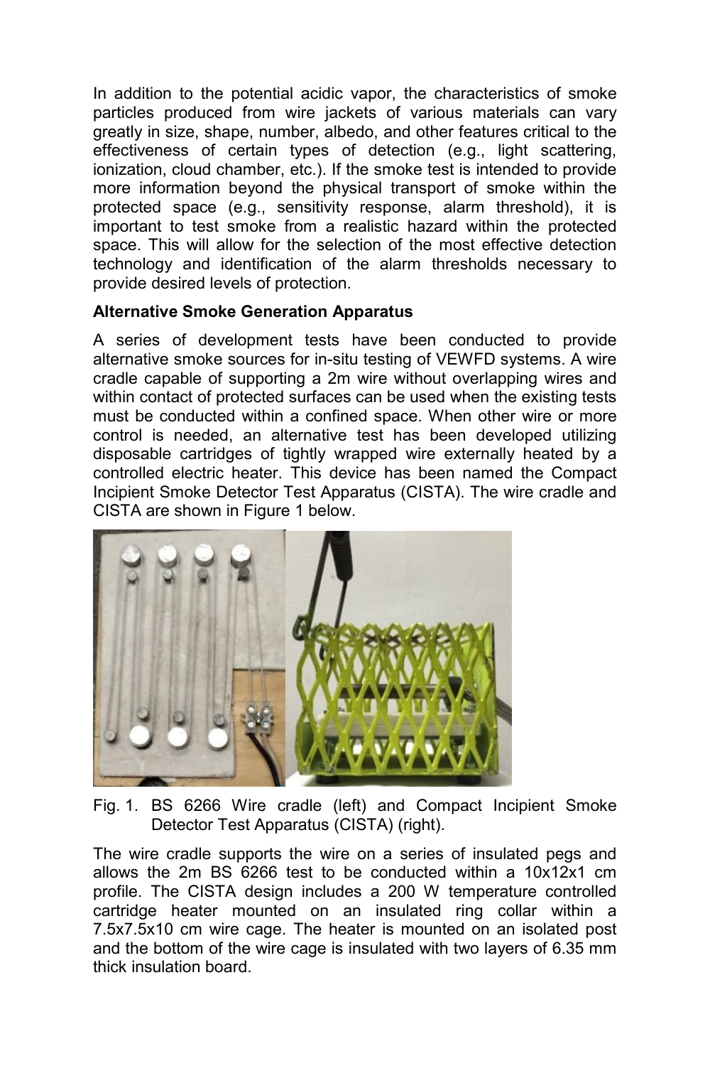In addition to the potential acidic vapor, the characteristics of smoke particles produced from wire jackets of various materials can vary greatly in size, shape, number, albedo, and other features critical to the effectiveness of certain types of detection (e.g., light scattering, ionization, cloud chamber, etc.). If the smoke test is intended to provide more information beyond the physical transport of smoke within the protected space (e.g., sensitivity response, alarm threshold), it is important to test smoke from a realistic hazard within the protected space. This will allow for the selection of the most effective detection technology and identification of the alarm thresholds necessary to provide desired levels of protection.

**Alternative Smoke Generation Apparatus**

A series of development tests have been conducted to provide alternative smoke sources for in-situ testing of VEWFD systems. A wire cradle capable of supporting a 2m wire without overlapping wires and within contact of protected surfaces can be used when the existing tests must be conducted within a confined space. When other wire or more control is needed, an alternative test has been developed utilizing disposable cartridges of tightly wrapped wire externally heated by a controlled electric heater. This device has been named the Compact Incipient Smoke Detector Test Apparatus (CISTA). The wire cradle and CISTA are shown in Figure 1 below.

Fig. 1. BS 6266 Wire cradle (left) and Compact Incipient Smoke Detector Test Apparatus (CISTA) (right).

The wire cradle supports the wire on a series of insulated pegs and allows the 2m BS 6266 test to be conducted within a 10x12x1 cm profile. The CISTA design includes a 200 W temperature controlled cartridge heater mounted on an insulated ring collar within a 7.5x7.5x10 cm wire cage. The heater is mounted on an isolated post and the bottom of the wire cage is insulated with two layers of 6.35 mm thick insulation board.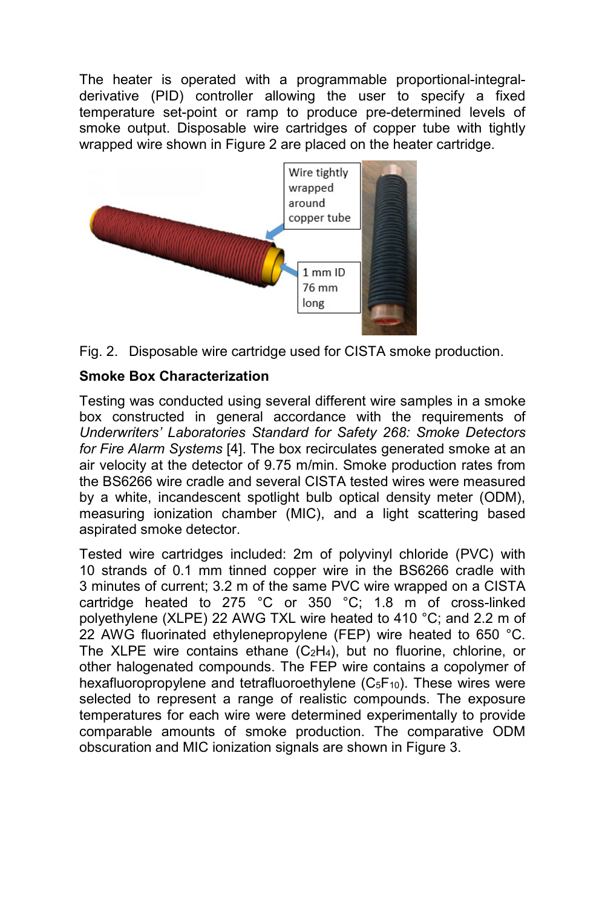The heater is operated with a programmable proportional-integral-derivative (PID) controller allowing the user to specify a fixed temperature set-point or ramp to produce pre-determined levels of smoke output. Disposable wire cartridges of copper tube with tightly wrapped wire shown in Figure 2 are placed on the heater cartridge.

Fig. 2. Disposable wire cartridge used for CISTA smoke production.

## Smoke Box Characterization

Testing was conducted using several different wire samples in a smoke box constructed in general accordance with the requirements of *Underwriters' Laboratories Standard for Safety 268: Smoke Detectors for Fire Alarm Systems* [4]. The box recirculates generated smoke at an air velocity at the detector of 9.75 m/min. Smoke production rates from the BS6266 wire cradle and several CISTA tested wires were measured by a white, incandescent spotlight bulb optical density meter (ODM), measuring ionization chamber (MIC), and a light scattering based aspirated smoke detector.

Tested wire cartridges included: 2m of polyvinyl chloride (PVC) with 10 strands of 0.1 mm tinned copper wire in the BS6266 cradle with 3 minutes of current; 3.2 m of the same PVC wire wrapped on a CISTA cartridge heated to 275 °C or 350 °C; 1.8 m of cross-linked polyethylene (XLPE) 22 AWG TXL wire heated to 410 °C; and 2.2 m of 22 AWG fluorinated ethylenepropylene (FEP) wire heated to 650 °C. The XLPE wire contains ethane ($C_2H_4$), but no fluorine, chlorine, or other halogenated compounds. The FEP wire contains a copolymer of hexafluoropropylene and tetrafluoroethylene ($C_5F_{10}$). These wires were selected to represent a range of realistic compounds. The exposure temperatures for each wire were determined experimentally to provide comparable amounts of smoke production. The comparative ODM obscuration and MIC ionization signals are shown in Figure 3.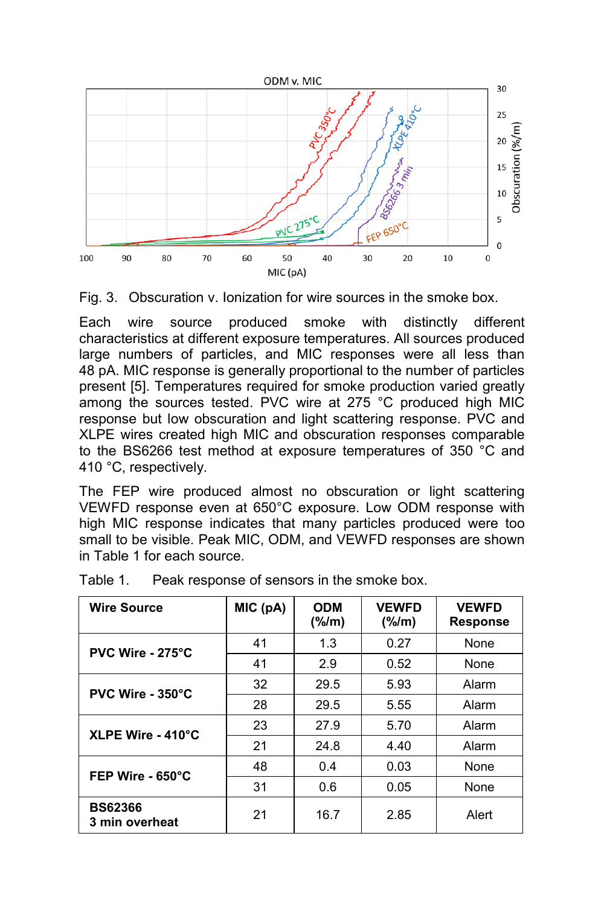Fig. 3. Obscuration v. Ionization for wire sources in the smoke box.

Each wire source produced smoke with distinctly different characteristics at different exposure temperatures. All sources produced large numbers of particles, and MIC responses were all less than 48 pA. MIC response is generally proportional to the number of particles present [5]. Temperatures required for smoke production varied greatly among the sources tested. PVC wire at 275 °C produced high MIC response but low obscuration and light scattering response. PVC and XLPE wires created high MIC and obscuration responses comparable to the BS6266 test method at exposure temperatures of 350 °C and 410 °C, respectively.

The FEP wire produced almost no obscuration or light scattering VEWFD response even at 650°C exposure. Low ODM response with high MIC response indicates that many particles produced were too small to be visible. Peak MIC, ODM, and VEWFD responses are shown in Table 1 for each source.

Table 1. Peak response of sensors in the smoke box.

| Wire Source | MIC (pA) | ODM (%/m) | VEWFD (%/m) | VEWFD Response |
|---|---|---|---|---|
| **PVC Wire - 275°C** | 41 | 1.3 | 0.27 | None |
| | 41 | 2.9 | 0.52 | None |
| **PVC Wire - 350°C** | 32 | 29.5 | 5.93 | Alarm |
| | 28 | 29.5 | 5.55 | Alarm |
| **XLPE Wire - 410°C** | 23 | 27.9 | 5.70 | Alarm |
| | 21 | 24.8 | 4.40 | Alarm |
| **FEP Wire - 650°C** | 48 | 0.4 | 0.03 | None |
| | 31 | 0.6 | 0.05 | None |
| **BS62366 3 min overheat** | 21 | 16.7 | 2.85 | Alert |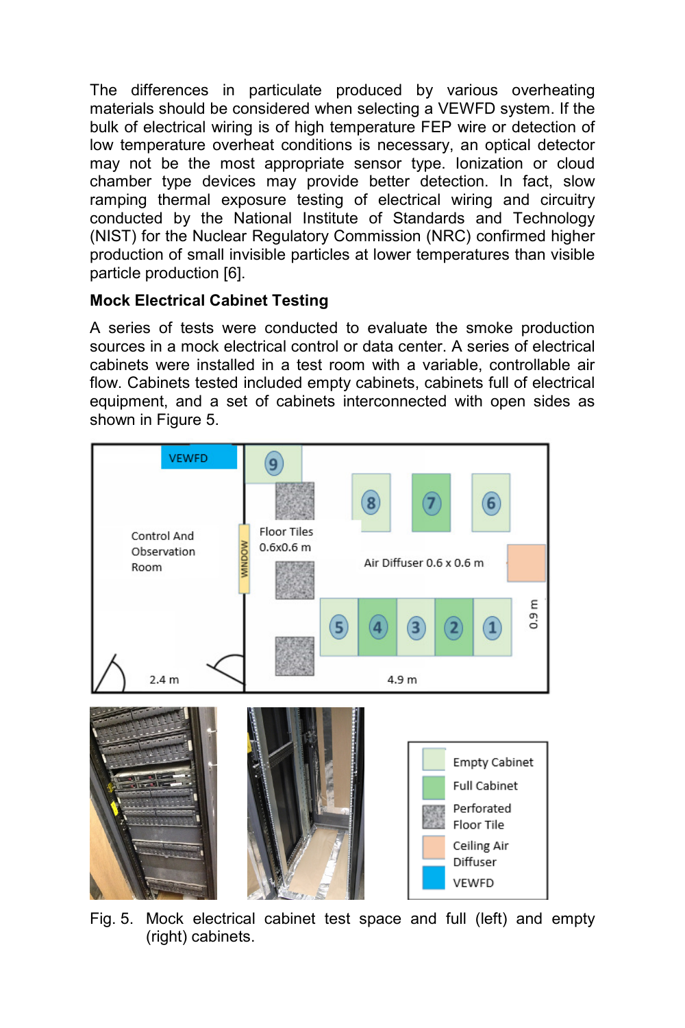The differences in particulate produced by various overheating materials should be considered when selecting a VEWFD system. If the bulk of electrical wiring is of high temperature FEP wire or detection of low temperature overheat conditions is necessary, an optical detector may not be the most appropriate sensor type. Ionization or cloud chamber type devices may provide better detection. In fact, slow ramping thermal exposure testing of electrical wiring and circuitry conducted by the National Institute of Standards and Technology (NIST) for the Nuclear Regulatory Commission (NRC) confirmed higher production of small invisible particles at lower temperatures than visible particle production [6].

**Mock Electrical Cabinet Testing**

A series of tests were conducted to evaluate the smoke production sources in a mock electrical control or data center. A series of electrical cabinets were installed in a test room with a variable, controllable air flow. Cabinets tested included empty cabinets, cabinets full of electrical equipment, and a set of cabinets interconnected with open sides as shown in Figure 5.

Fig. 5. Mock electrical cabinet test space and full (left) and empty (right) cabinets.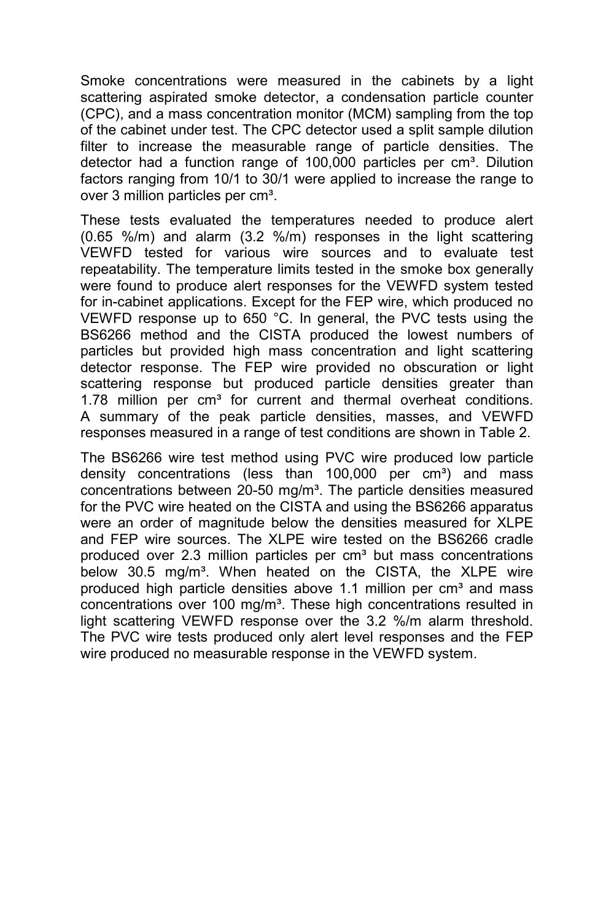Smoke concentrations were measured in the cabinets by a light scattering aspirated smoke detector, a condensation particle counter (CPC), and a mass concentration monitor (MCM) sampling from the top of the cabinet under test. The CPC detector used a split sample dilution filter to increase the measurable range of particle densities. The detector had a function range of 100,000 particles per cm³. Dilution factors ranging from 10/1 to 30/1 were applied to increase the range to over 3 million particles per cm³.

These tests evaluated the temperatures needed to produce alert (0.65 %/m) and alarm (3.2 %/m) responses in the light scattering VEWFD tested for various wire sources and to evaluate test repeatability. The temperature limits tested in the smoke box generally were found to produce alert responses for the VEWFD system tested for in-cabinet applications. Except for the FEP wire, which produced no VEWFD response up to 650 °C. In general, the PVC tests using the BS6266 method and the CISTA produced the lowest numbers of particles but provided high mass concentration and light scattering detector response. The FEP wire provided no obscuration or light scattering response but produced particle densities greater than 1.78 million per cm³ for current and thermal overheat conditions. A summary of the peak particle densities, masses, and VEWFD responses measured in a range of test conditions are shown in Table 2.

The BS6266 wire test method using PVC wire produced low particle density concentrations (less than 100,000 per cm³) and mass concentrations between 20-50 mg/m³. The particle densities measured for the PVC wire heated on the CISTA and using the BS6266 apparatus were an order of magnitude below the densities measured for XLPE and FEP wire sources. The XLPE wire tested on the BS6266 cradle produced over 2.3 million particles per cm³ but mass concentrations below 30.5 mg/m³. When heated on the CISTA, the XLPE wire produced high particle densities above 1.1 million per cm³ and mass concentrations over 100 mg/m³. These high concentrations resulted in light scattering VEWFD response over the 3.2 %/m alarm threshold. The PVC wire tests produced only alert level responses and the FEP wire produced no measurable response in the VEWFD system.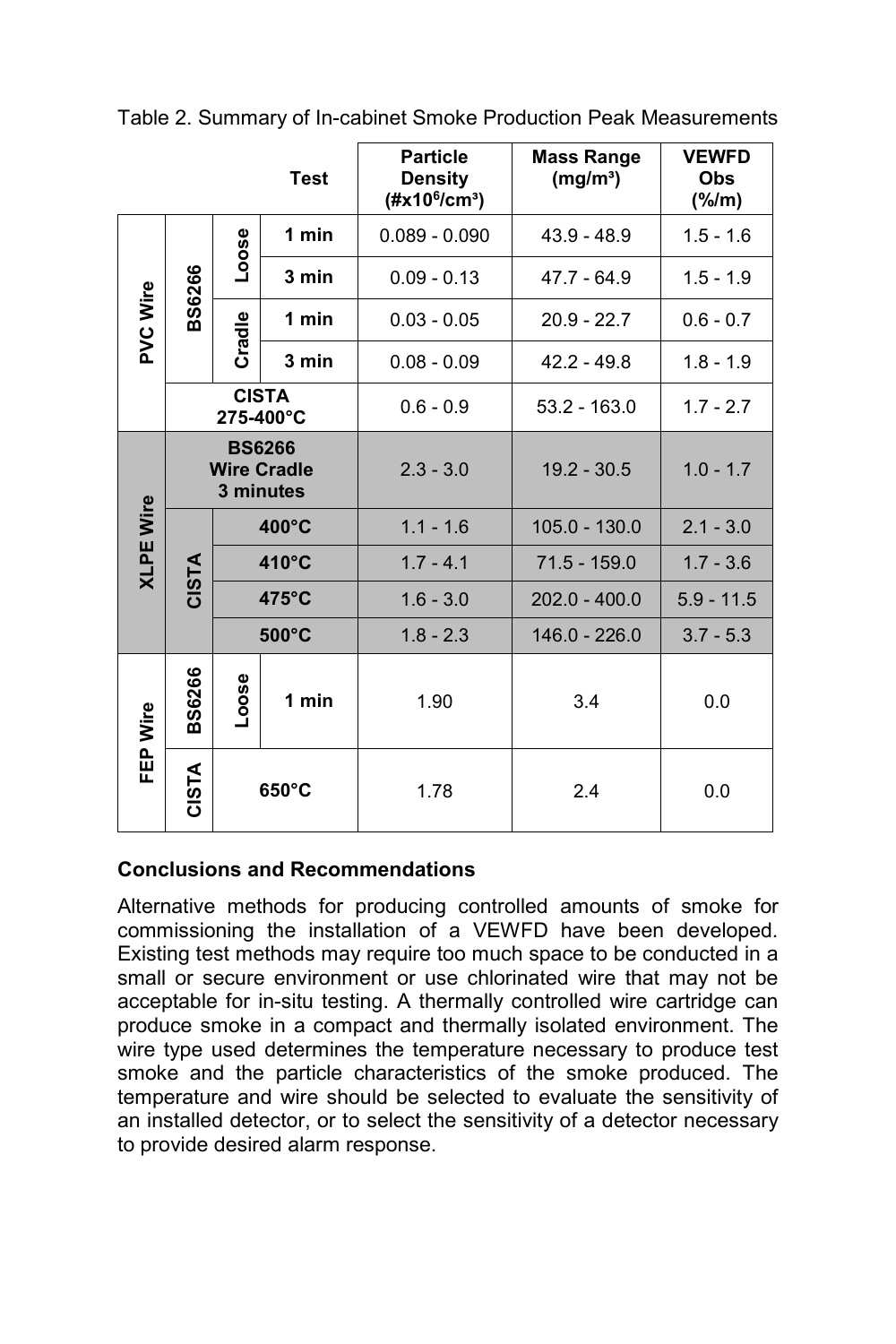Table 2. Summary of In-cabinet Smoke Production Peak Measurements

| | | | Test | Particle Density ($\#x10^6/cm^3$) | Mass Range ($mg/m^3$) | VEWFD Obs (%/m) |
|---|---|---|---|---|---|---|
| PVC Wire | BS6266 | Loose | 1 min | 0.089 - 0.090 | 43.9 - 48.9 | 1.5 - 1.6 |
| | | | 3 min | 0.09 - 0.13 | 47.7 - 64.9 | 1.5 - 1.9 |
| | | Cradle | 1 min | 0.03 - 0.05 | 20.9 - 22.7 | 0.6 - 0.7 |
| | | | 3 min | 0.08 - 0.09 | 42.2 - 49.8 | 1.8 - 1.9 |
| | CISTA 275-400°C | | | 0.6 - 0.9 | 53.2 - 163.0 | 1.7 - 2.7 |
| XLPE Wire | BS6266 Wire Cradle 3 minutes | | | 2.3 - 3.0 | 19.2 - 30.5 | 1.0 - 1.7 |
| | CISTA | 400°C | | 1.1 - 1.6 | 105.0 - 130.0 | 2.1 - 3.0 |
| | | 410°C | | 1.7 - 4.1 | 71.5 - 159.0 | 1.7 - 3.6 |
| | | 475°C | | 1.6 - 3.0 | 202.0 - 400.0 | 5.9 - 11.5 |
| | | 500°C | | 1.8 - 2.3 | 146.0 - 226.0 | 3.7 - 5.3 |
| FEP Wire | BS6266 | Loose | 1 min | 1.90 | 3.4 | 0.0 |
| | CISTA | 650°C | | 1.78 | 2.4 | 0.0 |

**Conclusions and Recommendations**

Alternative methods for producing controlled amounts of smoke for commissioning the installation of a VEWFD have been developed. Existing test methods may require too much space to be conducted in a small or secure environment or use chlorinated wire that may not be acceptable for in-situ testing. A thermally controlled wire cartridge can produce smoke in a compact and thermally isolated environment. The wire type used determines the temperature necessary to produce test smoke and the particle characteristics of the smoke produced. The temperature and wire should be selected to evaluate the sensitivity of an installed detector, or to select the sensitivity of a detector necessary to provide desired alarm response.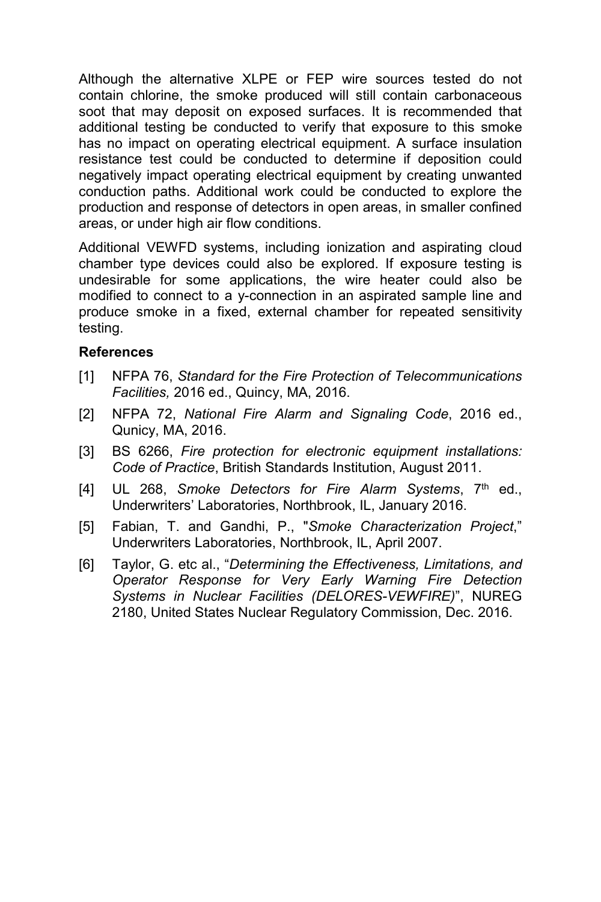Although the alternative XLPE or FEP wire sources tested do not contain chlorine, the smoke produced will still contain carbonaceous soot that may deposit on exposed surfaces. It is recommended that additional testing be conducted to verify that exposure to this smoke has no impact on operating electrical equipment. A surface insulation resistance test could be conducted to determine if deposition could negatively impact operating electrical equipment by creating unwanted conduction paths. Additional work could be conducted to explore the production and response of detectors in open areas, in smaller confined areas, or under high air flow conditions.

Additional VEWFD systems, including ionization and aspirating cloud chamber type devices could also be explored. If exposure testing is undesirable for some applications, the wire heater could also be modified to connect to a y-connection in an aspirated sample line and produce smoke in a fixed, external chamber for repeated sensitivity testing.

## References

[1] NFPA 76, *Standard for the Fire Protection of Telecommunications Facilities,* 2016 ed., Quincy, MA, 2016.

[2] NFPA 72, *National Fire Alarm and Signaling Code*, 2016 ed., Qunicy, MA, 2016.

[3] BS 6266, *Fire protection for electronic equipment installations: Code of Practice*, British Standards Institution, August 2011.

[4] UL 268, *Smoke Detectors for Fire Alarm Systems*, 7th ed., Underwriters' Laboratories, Northbrook, IL, January 2016.

[5] Fabian, T. and Gandhi, P., "*Smoke Characterization Project*," Underwriters Laboratories, Northbrook, IL, April 2007.

[6] Taylor, G. etc al., "*Determining the Effectiveness, Limitations, and Operator Response for Very Early Warning Fire Detection Systems in Nuclear Facilities (DELORES-VEWFIRE)*", NUREG 2180, United States Nuclear Regulatory Commission, Dec. 2016.